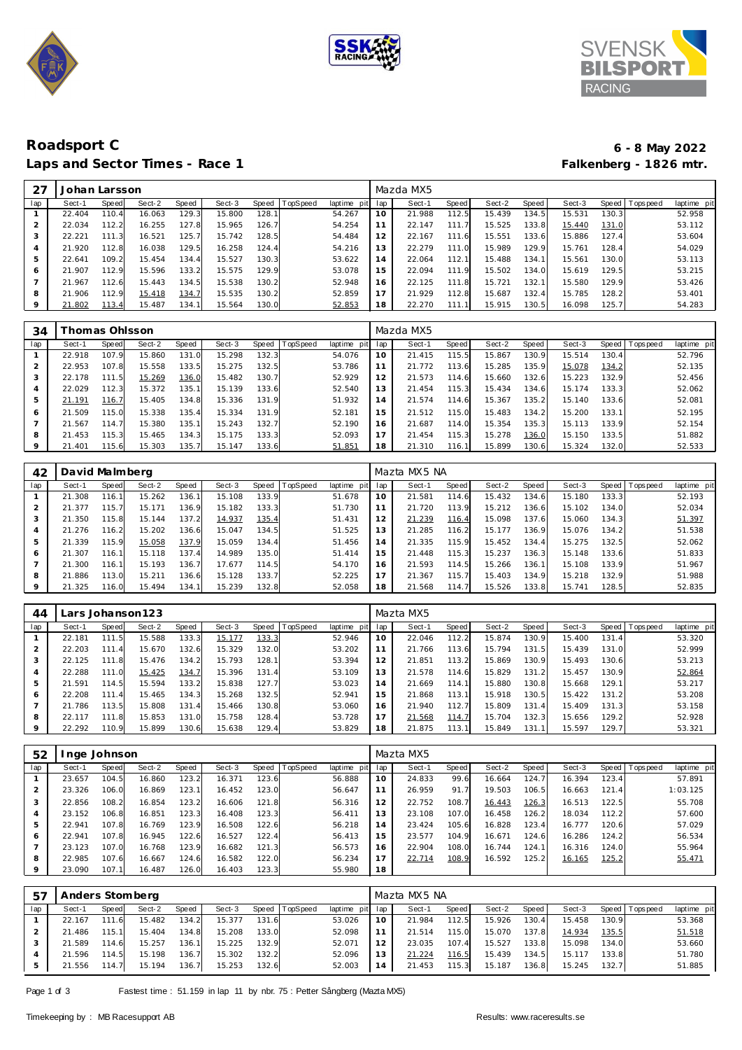# Roadsport C

**6 - 8 May 2022**

## Laps and Sector Times - Race 1

**Falkenberg - 1826 mtr.**

| 27 | Johan Larsson | | | | | | | | Mazda MX5 | | | | | | | | |
|---|---|---|---|---|---|---|---|---|---|---|---|---|---|---|---|---|---|
| lap | Sect-1 | Speed | Sect-2 | Speed | Sect-3 | Speed | TopSpeed | laptime pit | lap | Sect-1 | Speed | Sect-2 | Speed | Sect-3 | Speed | Topspeed | laptime pit |
| 1 | 22.404 | 110.4 | 16.063 | 129.3 | 15.800 | 128.1 | | 54.267 | 10 | 21.988 | 112.5 | 15.439 | 134.5 | 15.531 | 130.3 | | 52.958 |
| 2 | 22.034 | 112.2 | 16.255 | 127.8 | 15.965 | 126.7 | | 54.254 | 11 | 22.147 | 111.7 | 15.525 | 133.8 | 15.440 | 131.0 | | 53.112 |
| 3 | 22.221 | 111.3 | 16.521 | 125.7 | 15.742 | 128.5 | | 54.484 | 12 | 22.167 | 111.6 | 15.551 | 133.6 | 15.886 | 127.4 | | 53.604 |
| 4 | 21.920 | 112.8 | 16.038 | 129.5 | 16.258 | 124.4 | | 54.216 | 13 | 22.279 | 111.0 | 15.989 | 129.9 | 15.761 | 128.4 | | 54.029 |
| 5 | 22.641 | 109.2 | 15.454 | 134.4 | 15.527 | 130.3 | | 53.622 | 14 | 22.064 | 112.1 | 15.488 | 134.1 | 15.561 | 130.0 | | 53.113 |
| 6 | 21.907 | 112.9 | 15.596 | 133.2 | 15.575 | 129.9 | | 53.078 | 15 | 22.094 | 111.9 | 15.502 | 134.0 | 15.619 | 129.5 | | 53.215 |
| 7 | 21.967 | 112.6 | 15.443 | 134.5 | 15.538 | 130.2 | | 52.948 | 16 | 22.125 | 111.8 | 15.721 | 132.1 | 15.580 | 129.9 | | 53.426 |
| 8 | 21.906 | 112.9 | 15.418 | 134.7 | 15.535 | 130.2 | | 52.859 | 17 | 21.929 | 112.8 | 15.687 | 132.4 | 15.785 | 128.2 | | 53.401 |
| 9 | 21.802 | 113.4 | 15.487 | 134.1 | 15.564 | 130.0 | | 52.853 | 18 | 22.270 | 111.1 | 15.915 | 130.5 | 16.098 | 125.7 | | 54.283 |

| 34 | Thomas Ohlsson | | | | | | | | Mazda MX5 | | | | | | | | |
|---|---|---|---|---|---|---|---|---|---|---|---|---|---|---|---|---|---|
| lap | Sect-1 | Speed | Sect-2 | Speed | Sect-3 | Speed | TopSpeed | laptime pit | lap | Sect-1 | Speed | Sect-2 | Speed | Sect-3 | Speed | Topspeed | laptime pit |
| 1 | 22.918 | 107.9 | 15.860 | 131.0 | 15.298 | 132.3 | | 54.076 | 10 | 21.415 | 115.5 | 15.867 | 130.9 | 15.514 | 130.4 | | 52.796 |
| 2 | 22.953 | 107.8 | 15.558 | 133.5 | 15.275 | 132.5 | | 53.786 | 11 | 21.772 | 113.6 | 15.285 | 135.9 | 15.078 | 134.2 | | 52.135 |
| 3 | 22.178 | 111.5 | 15.269 | 136.0 | 15.482 | 130.7 | | 52.929 | 12 | 21.573 | 114.6 | 15.660 | 132.6 | 15.223 | 132.9 | | 52.456 |
| 4 | 22.029 | 112.3 | 15.372 | 135.1 | 15.139 | 133.6 | | 52.540 | 13 | 21.454 | 115.3 | 15.434 | 134.6 | 15.174 | 133.3 | | 52.062 |
| 5 | 21.191 | 116.7 | 15.405 | 134.8 | 15.336 | 131.9 | | 51.932 | 14 | 21.574 | 114.6 | 15.367 | 135.2 | 15.140 | 133.6 | | 52.081 |
| 6 | 21.509 | 115.0 | 15.338 | 135.4 | 15.334 | 131.9 | | 52.181 | 15 | 21.512 | 115.0 | 15.483 | 134.2 | 15.200 | 133.1 | | 52.195 |
| 7 | 21.567 | 114.7 | 15.380 | 135.1 | 15.243 | 132.7 | | 52.190 | 16 | 21.687 | 114.0 | 15.354 | 135.3 | 15.113 | 133.9 | | 52.154 |
| 8 | 21.453 | 115.3 | 15.465 | 134.3 | 15.175 | 133.3 | | 52.093 | 17 | 21.454 | 115.3 | 15.278 | 136.0 | 15.150 | 133.5 | | 51.882 |
| 9 | 21.401 | 115.6 | 15.303 | 135.7 | 15.147 | 133.6 | | 51.851 | 18 | 21.310 | 116.1 | 15.899 | 130.6 | 15.324 | 132.0 | | 52.533 |

| 42 | David Malmberg | | | | | | | | Mazta MX5 NA | | | | | | | | |
|---|---|---|---|---|---|---|---|---|---|---|---|---|---|---|---|---|---|
| lap | Sect-1 | Speed | Sect-2 | Speed | Sect-3 | Speed | TopSpeed | laptime pit | lap | Sect-1 | Speed | Sect-2 | Speed | Sect-3 | Speed | Topspeed | laptime pit |
| 1 | 21.308 | 116.1 | 15.262 | 136.1 | 15.108 | 133.9 | | 51.678 | 10 | 21.581 | 114.6 | 15.432 | 134.6 | 15.180 | 133.3 | | 52.193 |
| 2 | 21.377 | 115.7 | 15.171 | 136.9 | 15.182 | 133.3 | | 51.730 | 11 | 21.720 | 113.9 | 15.212 | 136.6 | 15.102 | 134.0 | | 52.034 |
| 3 | 21.350 | 115.8 | 15.144 | 137.2 | 14.937 | 135.4 | | 51.431 | 12 | 21.239 | 116.4 | 15.098 | 137.6 | 15.060 | 134.3 | | 51.397 |
| 4 | 21.276 | 116.2 | 15.202 | 136.6 | 15.047 | 134.5 | | 51.525 | 13 | 21.285 | 116.2 | 15.177 | 136.9 | 15.076 | 134.2 | | 51.538 |
| 5 | 21.339 | 115.9 | 15.058 | 137.9 | 15.059 | 134.4 | | 51.456 | 14 | 21.335 | 115.9 | 15.452 | 134.4 | 15.275 | 132.5 | | 52.062 |
| 6 | 21.307 | 116.1 | 15.118 | 137.4 | 14.989 | 135.0 | | 51.414 | 15 | 21.448 | 115.3 | 15.237 | 136.3 | 15.148 | 133.6 | | 51.833 |
| 7 | 21.300 | 116.1 | 15.193 | 136.7 | 17.677 | 114.5 | | 54.170 | 16 | 21.593 | 114.5 | 15.266 | 136.1 | 15.108 | 133.9 | | 51.967 |
| 8 | 21.886 | 113.0 | 15.211 | 136.6 | 15.128 | 133.7 | | 52.225 | 17 | 21.367 | 115.7 | 15.403 | 134.9 | 15.218 | 132.9 | | 51.988 |
| 9 | 21.325 | 116.0 | 15.494 | 134.1 | 15.239 | 132.8 | | 52.058 | 18 | 21.568 | 114.7 | 15.526 | 133.8 | 15.741 | 128.5 | | 52.835 |

| 44 | Lars Johanson123 | | | | | | | | Mazta MX5 | | | | | | | | |
|---|---|---|---|---|---|---|---|---|---|---|---|---|---|---|---|---|---|
| lap | Sect-1 | Speed | Sect-2 | Speed | Sect-3 | Speed | TopSpeed | laptime pit | lap | Sect-1 | Speed | Sect-2 | Speed | Sect-3 | Speed | Topspeed | laptime pit |
| 1 | 22.181 | 111.5 | 15.588 | 133.3 | 15.177 | 133.3 | | 52.946 | 10 | 22.046 | 112.2 | 15.874 | 130.9 | 15.400 | 131.4 | | 53.320 |
| 2 | 22.203 | 111.4 | 15.670 | 132.6 | 15.329 | 132.0 | | 53.202 | 11 | 21.766 | 113.6 | 15.794 | 131.5 | 15.439 | 131.0 | | 52.999 |
| 3 | 22.125 | 111.8 | 15.476 | 134.2 | 15.793 | 128.1 | | 53.394 | 12 | 21.851 | 113.2 | 15.869 | 130.9 | 15.493 | 130.6 | | 53.213 |
| 4 | 22.288 | 111.0 | 15.425 | 134.7 | 15.396 | 131.4 | | 53.109 | 13 | 21.578 | 114.6 | 15.829 | 131.2 | 15.457 | 130.9 | | 52.864 |
| 5 | 21.591 | 114.5 | 15.594 | 133.2 | 15.838 | 127.7 | | 53.023 | 14 | 21.669 | 114.1 | 15.880 | 130.8 | 15.668 | 129.1 | | 53.217 |
| 6 | 22.208 | 111.4 | 15.465 | 134.3 | 15.268 | 132.5 | | 52.941 | 15 | 21.868 | 113.1 | 15.918 | 130.5 | 15.422 | 131.2 | | 53.208 |
| 7 | 21.786 | 113.5 | 15.808 | 131.4 | 15.466 | 130.8 | | 53.060 | 16 | 21.940 | 112.7 | 15.809 | 131.4 | 15.409 | 131.3 | | 53.158 |
| 8 | 22.117 | 111.8 | 15.853 | 131.0 | 15.758 | 128.4 | | 53.728 | 17 | 21.568 | 114.7 | 15.704 | 132.3 | 15.656 | 129.2 | | 52.928 |
| 9 | 22.292 | 110.9 | 15.899 | 130.6 | 15.638 | 129.4 | | 53.829 | 18 | 21.875 | 113.1 | 15.849 | 131.1 | 15.597 | 129.7 | | 53.321 |

| 52 | Inge Johnson | | | | | | | | Mazta MX5 | | | | | | | | |
|---|---|---|---|---|---|---|---|---|---|---|---|---|---|---|---|---|---|
| lap | Sect-1 | Speed | Sect-2 | Speed | Sect-3 | Speed | TopSpeed | laptime pit | lap | Sect-1 | Speed | Sect-2 | Speed | Sect-3 | Speed | Topspeed | laptime pit |
| 1 | 23.657 | 104.5 | 16.860 | 123.2 | 16.371 | 123.6 | | 56.888 | 10 | 24.833 | 99.6 | 16.664 | 124.7 | 16.394 | 123.4 | | 57.891 |
| 2 | 23.326 | 106.0 | 16.869 | 123.1 | 16.452 | 123.0 | | 56.647 | 11 | 26.959 | 91.7 | 19.503 | 106.5 | 16.663 | 121.4 | | 1:03.125 |
| 3 | 22.856 | 108.2 | 16.854 | 123.2 | 16.606 | 121.8 | | 56.316 | 12 | 22.752 | 108.7 | 16.443 | 126.3 | 16.513 | 122.5 | | 55.708 |
| 4 | 23.152 | 106.8 | 16.851 | 123.3 | 16.408 | 123.3 | | 56.411 | 13 | 23.108 | 107.0 | 16.458 | 126.2 | 18.034 | 112.2 | | 57.600 |
| 5 | 22.941 | 107.8 | 16.769 | 123.9 | 16.508 | 122.6 | | 56.218 | 14 | 23.424 | 105.6 | 16.828 | 123.4 | 16.777 | 120.6 | | 57.029 |
| 6 | 22.941 | 107.8 | 16.945 | 122.6 | 16.527 | 122.4 | | 56.413 | 15 | 23.577 | 104.9 | 16.671 | 124.6 | 16.286 | 124.2 | | 56.534 |
| 7 | 23.123 | 107.0 | 16.768 | 123.9 | 16.682 | 121.3 | | 56.573 | 16 | 22.904 | 108.0 | 16.744 | 124.1 | 16.316 | 124.0 | | 55.964 |
| 8 | 22.985 | 107.6 | 16.667 | 124.6 | 16.582 | 122.0 | | 56.234 | 17 | 22.714 | 108.9 | 16.592 | 125.2 | 16.165 | 125.2 | | 55.471 |
| 9 | 23.090 | 107.1 | 16.487 | 126.0 | 16.403 | 123.3 | | 55.980 | 18 | | | | | | | | |

| 57 | Anders Stomberg | | | | | | | | Mazta MX5 NA | | | | | | | | |
|---|---|---|---|---|---|---|---|---|---|---|---|---|---|---|---|---|---|
| lap | Sect-1 | Speed | Sect-2 | Speed | Sect-3 | Speed | TopSpeed | laptime pit | lap | Sect-1 | Speed | Sect-2 | Speed | Sect-3 | Speed | Topspeed | laptime pit |
| 1 | 22.167 | 111.6 | 15.482 | 134.2 | 15.377 | 131.6 | | 53.026 | 10 | 21.984 | 112.5 | 15.926 | 130.4 | 15.458 | 130.9 | | 53.368 |
| 2 | 21.486 | 115.1 | 15.404 | 134.8 | 15.208 | 133.0 | | 52.098 | 11 | 21.514 | 115.0 | 15.070 | 137.8 | 14.934 | 135.5 | | 51.518 |
| 3 | 21.589 | 114.6 | 15.257 | 136.1 | 15.225 | 132.9 | | 52.071 | 12 | 23.035 | 107.4 | 15.527 | 133.8 | 15.098 | 134.0 | | 53.660 |
| 4 | 21.596 | 114.5 | 15.198 | 136.7 | 15.302 | 132.2 | | 52.096 | 13 | 21.224 | 116.5 | 15.439 | 134.5 | 15.117 | 133.8 | | 51.780 |
| 5 | 21.556 | 114.7 | 15.194 | 136.7 | 15.253 | 132.6 | | 52.003 | 14 | 21.453 | 115.3 | 15.187 | 136.8 | 15.245 | 132.7 | | 51.885 |

Fastest time : 51.159 in lap 11 by nbr. 75 : Petter Sångberg (Mazta MX5)

Timekeeping by : MB Racesupport AB

Results: www.raceresults.se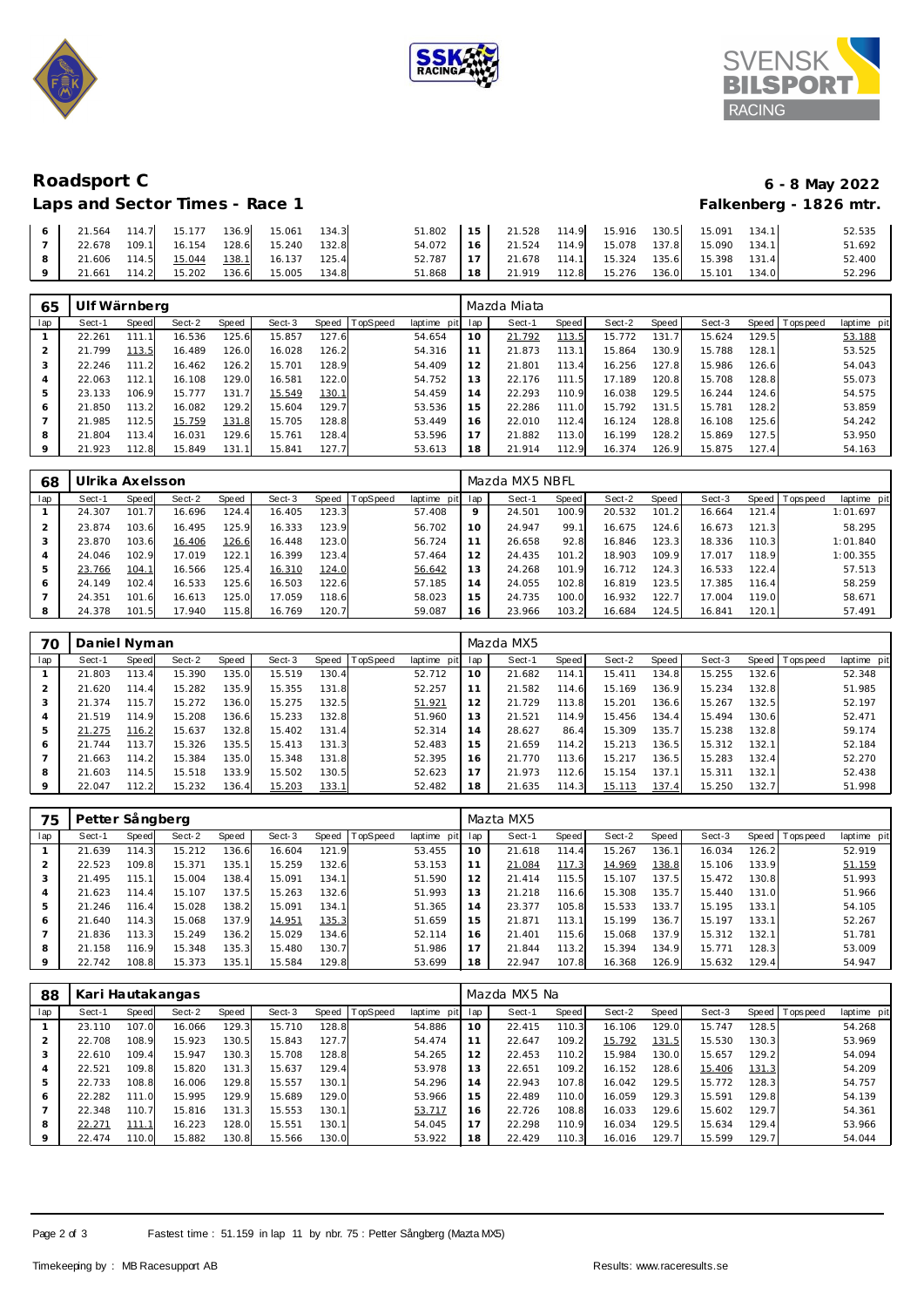# Roadsport C

## Laps and Sector Times - Race 1

6 - 8 May 2022

Falkenberg - 1826 mtr.

| lap | Sect-1 | Speed | Sect-2 | Speed | Sect-3 | Speed | TopSpeed | laptime pit | lap | Sect-1 | Speed | Sect-2 | Speed | Sect-3 | Speed | Topspeed | laptime pit |
|---|---|---|---|---|---|---|---|---|---|---|---|---|---|---|---|---|---|
| 6 | 21.564 | 114.7 | 15.177 | 136.9 | 15.061 | 134.3 | | 51.802 | 15 | 21.528 | 114.9 | 15.916 | 130.5 | 15.091 | 134.1 | | 52.535 |
| 7 | 22.678 | 109.1 | 16.154 | 128.6 | 15.240 | 132.8 | | 54.072 | 16 | 21.524 | 114.9 | 15.078 | 137.8 | 15.090 | 134.1 | | 51.692 |
| 8 | 21.606 | 114.5 | 15.044 | 138.1 | 16.137 | 125.4 | | 52.787 | 17 | 21.678 | 114.1 | 15.324 | 135.6 | 15.398 | 131.4 | | 52.400 |
| 9 | 21.661 | 114.2 | 15.202 | 136.6 | 15.005 | 134.8 | | 51.868 | 18 | 21.919 | 112.8 | 15.276 | 136.0 | 15.101 | 134.0 | | 52.296 |

| 65 | Ulf Wärnberg | | | | | | | | Mazda Miata | | | | | | | | |
|---|---|---|---|---|---|---|---|---|---|---|---|---|---|---|---|---|---|
| lap | Sect-1 | Speed | Sect-2 | Speed | Sect-3 | Speed | TopSpeed | laptime pit | lap | Sect-1 | Speed | Sect-2 | Speed | Sect-3 | Speed | Topspeed | laptime pit |
| 1 | 22.261 | 111.1 | 16.536 | 125.6 | 15.857 | 127.6 | | 54.654 | 10 | 21.792 | 113.5 | 15.772 | 131.7 | 15.624 | 129.5 | | 53.188 |
| 2 | 21.799 | 113.5 | 16.489 | 126.0 | 16.028 | 126.2 | | 54.316 | 11 | 21.873 | 113.1 | 15.864 | 130.9 | 15.788 | 128.1 | | 53.525 |
| 3 | 22.246 | 111.2 | 16.462 | 126.2 | 15.701 | 128.9 | | 54.409 | 12 | 21.801 | 113.4 | 16.256 | 127.8 | 15.986 | 126.6 | | 54.043 |
| 4 | 22.063 | 112.1 | 16.108 | 129.0 | 16.581 | 122.0 | | 54.752 | 13 | 22.176 | 111.5 | 17.189 | 120.8 | 15.708 | 128.8 | | 55.073 |
| 5 | 23.133 | 106.9 | 15.777 | 131.7 | 15.549 | 130.1 | | 54.459 | 14 | 22.293 | 110.9 | 16.038 | 129.5 | 16.244 | 124.6 | | 54.575 |
| 6 | 21.850 | 113.2 | 16.082 | 129.2 | 15.604 | 129.7 | | 53.536 | 15 | 22.286 | 111.0 | 15.792 | 131.5 | 15.781 | 128.2 | | 53.859 |
| 7 | 21.985 | 112.5 | 15.759 | 131.8 | 15.705 | 128.8 | | 53.449 | 16 | 22.010 | 112.4 | 16.124 | 128.8 | 16.108 | 125.6 | | 54.242 |
| 8 | 21.804 | 113.4 | 16.031 | 129.6 | 15.761 | 128.4 | | 53.596 | 17 | 21.882 | 113.0 | 16.199 | 128.2 | 15.869 | 127.5 | | 53.950 |
| 9 | 21.923 | 112.8 | 15.849 | 131.1 | 15.841 | 127.7 | | 53.613 | 18 | 21.914 | 112.9 | 16.374 | 126.9 | 15.875 | 127.4 | | 54.163 |

| 68 | Ulrika Axelsson | | | | | | | | Mazda MX5 NBFL | | | | | | | | |
|---|---|---|---|---|---|---|---|---|---|---|---|---|---|---|---|---|---|
| lap | Sect-1 | Speed | Sect-2 | Speed | Sect-3 | Speed | TopSpeed | laptime pit | lap | Sect-1 | Speed | Sect-2 | Speed | Sect-3 | Speed | Topspeed | laptime pit |
| 1 | 24.307 | 101.7 | 16.696 | 124.4 | 16.405 | 123.3 | | 57.408 | 9 | 24.501 | 100.9 | 20.532 | 101.2 | 16.664 | 121.4 | | 1:01.697 |
| 2 | 23.874 | 103.6 | 16.495 | 125.9 | 16.333 | 123.9 | | 56.702 | 10 | 24.947 | 99.1 | 16.675 | 124.6 | 16.673 | 121.3 | | 58.295 |
| 3 | 23.870 | 103.6 | 16.406 | 126.6 | 16.448 | 123.0 | | 56.724 | 11 | 26.658 | 92.8 | 16.846 | 123.3 | 18.336 | 110.3 | | 1:01.840 |
| 4 | 24.046 | 102.9 | 17.019 | 122.1 | 16.399 | 123.4 | | 57.464 | 12 | 24.435 | 101.2 | 18.903 | 109.9 | 17.017 | 118.9 | | 1:00.355 |
| 5 | 23.766 | 104.1 | 16.566 | 125.4 | 16.310 | 124.0 | | 56.642 | 13 | 24.268 | 101.9 | 16.712 | 124.3 | 16.533 | 122.4 | | 57.513 |
| 6 | 24.149 | 102.4 | 16.533 | 125.6 | 16.503 | 122.6 | | 57.185 | 14 | 24.055 | 102.8 | 16.819 | 123.5 | 17.385 | 116.4 | | 58.259 |
| 7 | 24.351 | 101.6 | 16.613 | 125.0 | 17.059 | 118.6 | | 58.023 | 15 | 24.735 | 100.0 | 16.932 | 122.7 | 17.004 | 119.0 | | 58.671 |
| 8 | 24.378 | 101.5 | 17.940 | 115.8 | 16.769 | 120.7 | | 59.087 | 16 | 23.966 | 103.2 | 16.684 | 124.5 | 16.841 | 120.1 | | 57.491 |

| 70 | Daniel Nyman | | | | | | | | Mazda MX5 | | | | | | | | |
|---|---|---|---|---|---|---|---|---|---|---|---|---|---|---|---|---|---|
| lap | Sect-1 | Speed | Sect-2 | Speed | Sect-3 | Speed | TopSpeed | laptime pit | lap | Sect-1 | Speed | Sect-2 | Speed | Sect-3 | Speed | Topspeed | laptime pit |
| 1 | 21.803 | 113.4 | 15.390 | 135.0 | 15.519 | 130.4 | | 52.712 | 10 | 21.682 | 114.1 | 15.411 | 134.8 | 15.255 | 132.6 | | 52.348 |
| 2 | 21.620 | 114.4 | 15.282 | 135.9 | 15.355 | 131.8 | | 52.257 | 11 | 21.582 | 114.6 | 15.169 | 136.9 | 15.234 | 132.8 | | 51.985 |
| 3 | 21.374 | 115.7 | 15.272 | 136.0 | 15.275 | 132.5 | | 51.921 | 12 | 21.729 | 113.8 | 15.201 | 136.6 | 15.267 | 132.5 | | 52.197 |
| 4 | 21.519 | 114.9 | 15.208 | 136.6 | 15.233 | 132.8 | | 51.960 | 13 | 21.521 | 114.9 | 15.456 | 134.4 | 15.494 | 130.6 | | 52.471 |
| 5 | 21.275 | 116.2 | 15.637 | 132.8 | 15.402 | 131.4 | | 52.314 | 14 | 28.627 | 86.4 | 15.309 | 135.7 | 15.238 | 132.8 | | 59.174 |
| 6 | 21.744 | 113.7 | 15.326 | 135.5 | 15.413 | 131.3 | | 52.483 | 15 | 21.659 | 114.2 | 15.213 | 136.5 | 15.312 | 132.1 | | 52.184 |
| 7 | 21.663 | 114.2 | 15.384 | 135.0 | 15.348 | 131.8 | | 52.395 | 16 | 21.770 | 113.6 | 15.217 | 136.5 | 15.283 | 132.4 | | 52.270 |
| 8 | 21.603 | 114.5 | 15.518 | 133.9 | 15.502 | 130.5 | | 52.623 | 17 | 21.973 | 112.6 | 15.154 | 137.1 | 15.311 | 132.1 | | 52.438 |
| 9 | 22.047 | 112.2 | 15.232 | 136.4 | 15.203 | 133.1 | | 52.482 | 18 | 21.635 | 114.3 | 15.113 | 137.4 | 15.250 | 132.7 | | 51.998 |

| 75 | Petter Sångberg | | | | | | | | Mazta MX5 | | | | | | | | |
|---|---|---|---|---|---|---|---|---|---|---|---|---|---|---|---|---|---|
| lap | Sect-1 | Speed | Sect-2 | Speed | Sect-3 | Speed | TopSpeed | laptime pit | lap | Sect-1 | Speed | Sect-2 | Speed | Sect-3 | Speed | Topspeed | laptime pit |
| 1 | 21.639 | 114.3 | 15.212 | 136.6 | 16.604 | 121.9 | | 53.455 | 10 | 21.618 | 114.4 | 15.267 | 136.1 | 16.034 | 126.2 | | 52.919 |
| 2 | 22.523 | 109.8 | 15.371 | 135.1 | 15.259 | 132.6 | | 53.153 | 11 | 21.084 | 117.3 | 14.969 | 138.8 | 15.106 | 133.9 | | 51.159 |
| 3 | 21.495 | 115.1 | 15.004 | 138.4 | 15.091 | 134.1 | | 51.590 | 12 | 21.414 | 115.5 | 15.107 | 137.5 | 15.472 | 130.8 | | 51.993 |
| 4 | 21.623 | 114.4 | 15.107 | 137.5 | 15.263 | 132.6 | | 51.993 | 13 | 21.218 | 116.6 | 15.308 | 135.7 | 15.440 | 131.0 | | 51.966 |
| 5 | 21.246 | 116.4 | 15.028 | 138.2 | 15.091 | 134.1 | | 51.365 | 14 | 23.377 | 105.8 | 15.533 | 133.7 | 15.195 | 133.1 | | 54.105 |
| 6 | 21.640 | 114.3 | 15.068 | 137.9 | 14.951 | 135.3 | | 51.659 | 15 | 21.871 | 113.1 | 15.199 | 136.7 | 15.197 | 133.1 | | 52.267 |
| 7 | 21.836 | 113.3 | 15.249 | 136.2 | 15.029 | 134.6 | | 52.114 | 16 | 21.401 | 115.6 | 15.068 | 137.9 | 15.312 | 132.1 | | 51.781 |
| 8 | 21.158 | 116.9 | 15.348 | 135.3 | 15.480 | 130.7 | | 51.986 | 17 | 21.844 | 113.2 | 15.394 | 134.9 | 15.771 | 128.3 | | 53.009 |
| 9 | 22.742 | 108.8 | 15.373 | 135.1 | 15.584 | 129.8 | | 53.699 | 18 | 22.947 | 107.8 | 16.368 | 126.9 | 15.632 | 129.4 | | 54.947 |

| 88 | Kari Hautakangas | | | | | | | | Mazda MX5 Na | | | | | | | | |
|---|---|---|---|---|---|---|---|---|---|---|---|---|---|---|---|---|---|
| lap | Sect-1 | Speed | Sect-2 | Speed | Sect-3 | Speed | TopSpeed | laptime pit | lap | Sect-1 | Speed | Sect-2 | Speed | Sect-3 | Speed | Topspeed | laptime pit |
| 1 | 23.110 | 107.0 | 16.066 | 129.3 | 15.710 | 128.8 | | 54.886 | 10 | 22.415 | 110.3 | 16.106 | 129.0 | 15.747 | 128.5 | | 54.268 |
| 2 | 22.708 | 108.9 | 15.923 | 130.5 | 15.843 | 127.7 | | 54.474 | 11 | 22.647 | 109.2 | 15.792 | 131.5 | 15.530 | 130.3 | | 53.969 |
| 3 | 22.610 | 109.4 | 15.947 | 130.3 | 15.708 | 128.8 | | 54.265 | 12 | 22.453 | 110.2 | 15.984 | 130.0 | 15.657 | 129.2 | | 54.094 |
| 4 | 22.521 | 109.8 | 15.820 | 131.3 | 15.637 | 129.4 | | 53.978 | 13 | 22.651 | 109.2 | 16.152 | 128.6 | 15.406 | 131.3 | | 54.209 |
| 5 | 22.733 | 108.8 | 16.006 | 129.8 | 15.557 | 130.1 | | 54.296 | 14 | 22.943 | 107.8 | 16.042 | 129.5 | 15.772 | 128.3 | | 54.757 |
| 6 | 22.282 | 111.0 | 15.995 | 129.9 | 15.689 | 129.0 | | 53.966 | 15 | 22.489 | 110.0 | 16.059 | 129.3 | 15.591 | 129.8 | | 54.139 |
| 7 | 22.348 | 110.7 | 15.816 | 131.3 | 15.553 | 130.1 | | 53.717 | 16 | 22.726 | 108.8 | 16.033 | 129.6 | 15.602 | 129.7 | | 54.361 |
| 8 | 22.271 | 111.1 | 16.223 | 128.0 | 15.551 | 130.1 | | 54.045 | 17 | 22.298 | 110.9 | 16.034 | 129.5 | 15.634 | 129.4 | | 53.966 |
| 9 | 22.474 | 110.0 | 15.882 | 130.8 | 15.566 | 130.0 | | 53.922 | 18 | 22.429 | 110.3 | 16.016 | 129.7 | 15.599 | 129.7 | | 54.044 |

Fastest time : 51.159 in lap 11 by nbr. 75 : Petter Sångberg (Mazta MX5)

Timekeeping by : MB Racesupport AB

Results: www.raceresults.se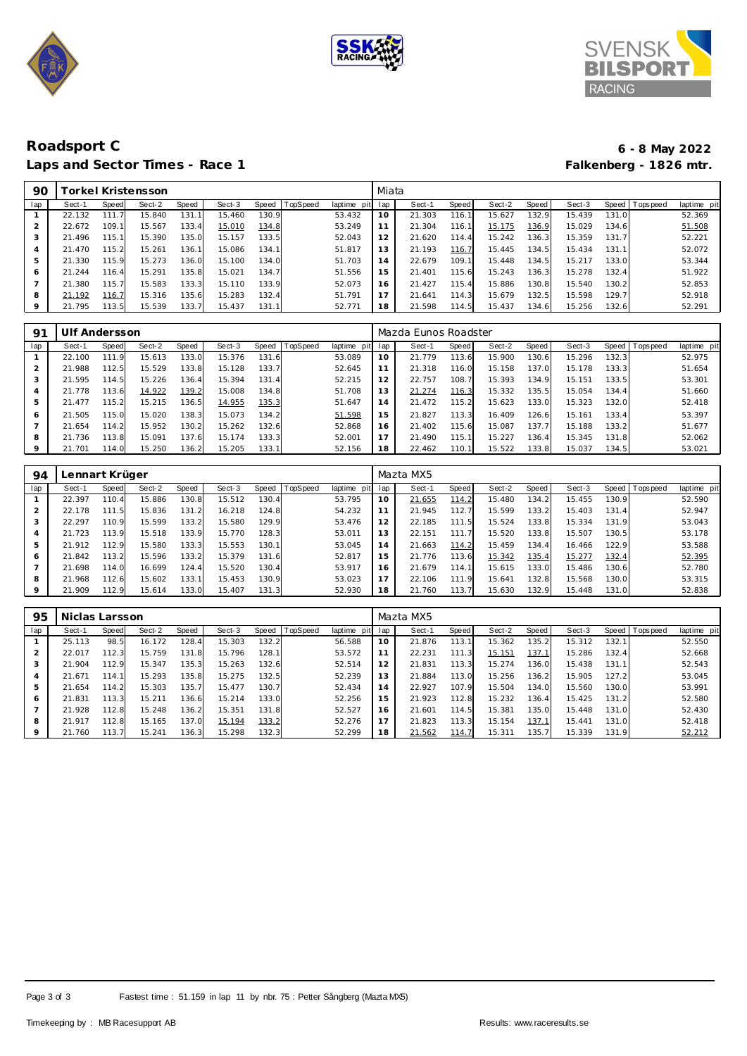## Roadsport C

## Laps and Sector Times - Race 1

**6 - 8 May 2022**

**Falkenberg - 1826 mtr.**

| 90 | Torkel Kristensson | | | | | | | | Miata | | | | | | | | |
|---|---|---|---|---|---|---|---|---|---|---|---|---|---|---|---|---|---|
| lap | Sect-1 | Speed | Sect-2 | Speed | Sect-3 | Speed | TopSpeed | laptime pit | lap | Sect-1 | Speed | Sect-2 | Speed | Sect-3 | Speed | Topspeed | laptime pit |
| 1 | 22.132 | 111.7 | 15.840 | 131.1 | 15.460 | 130.9 | | 53.432 | 10 | 21.303 | 116.1 | 15.627 | 132.9 | 15.439 | 131.0 | | 52.369 |
| 2 | 22.672 | 109.1 | 15.567 | 133.4 | 15.010 | 134.8 | | 53.249 | 11 | 21.304 | 116.1 | 15.175 | 136.9 | 15.029 | 134.6 | | 51.508 |
| 3 | 21.496 | 115.1 | 15.390 | 135.0 | 15.157 | 133.5 | | 52.043 | 12 | 21.620 | 114.4 | 15.242 | 136.3 | 15.359 | 131.7 | | 52.221 |
| 4 | 21.470 | 115.2 | 15.261 | 136.1 | 15.086 | 134.1 | | 51.817 | 13 | 21.193 | 116.7 | 15.445 | 134.5 | 15.434 | 131.1 | | 52.072 |
| 5 | 21.330 | 115.9 | 15.273 | 136.0 | 15.100 | 134.0 | | 51.703 | 14 | 22.679 | 109.1 | 15.448 | 134.5 | 15.217 | 133.0 | | 53.344 |
| 6 | 21.244 | 116.4 | 15.291 | 135.8 | 15.021 | 134.7 | | 51.556 | 15 | 21.401 | 115.6 | 15.243 | 136.3 | 15.278 | 132.4 | | 51.922 |
| 7 | 21.380 | 115.7 | 15.583 | 133.3 | 15.110 | 133.9 | | 52.073 | 16 | 21.427 | 115.4 | 15.886 | 130.8 | 15.540 | 130.2 | | 52.853 |
| 8 | 21.192 | 116.7 | 15.316 | 135.6 | 15.283 | 132.4 | | 51.791 | 17 | 21.641 | 114.3 | 15.679 | 132.5 | 15.598 | 129.7 | | 52.918 |
| 9 | 21.795 | 113.5 | 15.539 | 133.7 | 15.437 | 131.1 | | 52.771 | 18 | 21.598 | 114.5 | 15.437 | 134.6 | 15.256 | 132.6 | | 52.291 |

| 91 | Ulf Andersson | | | | | | | | Mazda Eunos Roadster | | | | | | | | |
|---|---|---|---|---|---|---|---|---|---|---|---|---|---|---|---|---|---|
| lap | Sect-1 | Speed | Sect-2 | Speed | Sect-3 | Speed | TopSpeed | laptime pit | lap | Sect-1 | Speed | Sect-2 | Speed | Sect-3 | Speed | Topspeed | laptime pit |
| 1 | 22.100 | 111.9 | 15.613 | 133.0 | 15.376 | 131.6 | | 53.089 | 10 | 21.779 | 113.6 | 15.900 | 130.6 | 15.296 | 132.3 | | 52.975 |
| 2 | 21.988 | 112.5 | 15.529 | 133.8 | 15.128 | 133.7 | | 52.645 | 11 | 21.318 | 116.0 | 15.158 | 137.0 | 15.178 | 133.3 | | 51.654 |
| 3 | 21.595 | 114.5 | 15.226 | 136.4 | 15.394 | 131.4 | | 52.215 | 12 | 22.757 | 108.7 | 15.393 | 134.9 | 15.151 | 133.5 | | 53.301 |
| 4 | 21.778 | 113.6 | 14.922 | 139.2 | 15.008 | 134.8 | | 51.708 | 13 | 21.274 | 116.3 | 15.332 | 135.5 | 15.054 | 134.4 | | 51.660 |
| 5 | 21.477 | 115.2 | 15.215 | 136.5 | 14.955 | 135.3 | | 51.647 | 14 | 21.472 | 115.2 | 15.623 | 133.0 | 15.323 | 132.0 | | 52.418 |
| 6 | 21.505 | 115.0 | 15.020 | 138.3 | 15.073 | 134.2 | | 51.598 | 15 | 21.827 | 113.3 | 16.409 | 126.6 | 15.161 | 133.4 | | 53.397 |
| 7 | 21.654 | 114.2 | 15.952 | 130.2 | 15.262 | 132.6 | | 52.868 | 16 | 21.402 | 115.6 | 15.087 | 137.7 | 15.188 | 133.2 | | 51.677 |
| 8 | 21.736 | 113.8 | 15.091 | 137.6 | 15.174 | 133.3 | | 52.001 | 17 | 21.490 | 115.1 | 15.227 | 136.4 | 15.345 | 131.8 | | 52.062 |
| 9 | 21.701 | 114.0 | 15.250 | 136.2 | 15.205 | 133.1 | | 52.156 | 18 | 22.462 | 110.1 | 15.522 | 133.8 | 15.037 | 134.5 | | 53.021 |

| 94 | Lennart Krüger | | | | | | | | Mazta MX5 | | | | | | | | |
|---|---|---|---|---|---|---|---|---|---|---|---|---|---|---|---|---|---|
| lap | Sect-1 | Speed | Sect-2 | Speed | Sect-3 | Speed | TopSpeed | laptime pit | lap | Sect-1 | Speed | Sect-2 | Speed | Sect-3 | Speed | Topspeed | laptime pit |
| 1 | 22.397 | 110.4 | 15.886 | 130.8 | 15.512 | 130.4 | | 53.795 | 10 | 21.655 | 114.2 | 15.480 | 134.2 | 15.455 | 130.9 | | 52.590 |
| 2 | 22.178 | 111.5 | 15.836 | 131.2 | 16.218 | 124.8 | | 54.232 | 11 | 21.945 | 112.7 | 15.599 | 133.2 | 15.403 | 131.4 | | 52.947 |
| 3 | 22.297 | 110.9 | 15.599 | 133.2 | 15.580 | 129.9 | | 53.476 | 12 | 22.185 | 111.5 | 15.524 | 133.8 | 15.334 | 131.9 | | 53.043 |
| 4 | 21.723 | 113.9 | 15.518 | 133.9 | 15.770 | 128.3 | | 53.011 | 13 | 22.151 | 111.7 | 15.520 | 133.8 | 15.507 | 130.5 | | 53.178 |
| 5 | 21.912 | 112.9 | 15.580 | 133.3 | 15.553 | 130.1 | | 53.045 | 14 | 21.663 | 114.2 | 15.459 | 134.4 | 16.466 | 122.9 | | 53.588 |
| 6 | 21.842 | 113.2 | 15.596 | 133.2 | 15.379 | 131.6 | | 52.817 | 15 | 21.776 | 113.6 | 15.342 | 135.4 | 15.277 | 132.4 | | 52.395 |
| 7 | 21.698 | 114.0 | 16.699 | 124.4 | 15.520 | 130.4 | | 53.917 | 16 | 21.679 | 114.1 | 15.615 | 133.0 | 15.486 | 130.6 | | 52.780 |
| 8 | 21.968 | 112.6 | 15.602 | 133.1 | 15.453 | 130.9 | | 53.023 | 17 | 22.106 | 111.9 | 15.641 | 132.8 | 15.568 | 130.0 | | 53.315 |
| 9 | 21.909 | 112.9 | 15.614 | 133.0 | 15.407 | 131.3 | | 52.930 | 18 | 21.760 | 113.7 | 15.630 | 132.9 | 15.448 | 131.0 | | 52.838 |

| 95 | Niclas Larsson | | | | | | | | Mazta MX5 | | | | | | | | |
|---|---|---|---|---|---|---|---|---|---|---|---|---|---|---|---|---|---|
| lap | Sect-1 | Speed | Sect-2 | Speed | Sect-3 | Speed | TopSpeed | laptime pit | lap | Sect-1 | Speed | Sect-2 | Speed | Sect-3 | Speed | Topspeed | laptime pit |
| 1 | 25.113 | 98.5 | 16.172 | 128.4 | 15.303 | 132.2 | | 56.588 | 10 | 21.876 | 113.1 | 15.362 | 135.2 | 15.312 | 132.1 | | 52.550 |
| 2 | 22.017 | 112.3 | 15.759 | 131.8 | 15.796 | 128.1 | | 53.572 | 11 | 22.231 | 111.3 | 15.151 | 137.1 | 15.286 | 132.4 | | 52.668 |
| 3 | 21.904 | 112.9 | 15.347 | 135.3 | 15.263 | 132.6 | | 52.514 | 12 | 21.831 | 113.3 | 15.274 | 136.0 | 15.438 | 131.1 | | 52.543 |
| 4 | 21.671 | 114.1 | 15.293 | 135.8 | 15.275 | 132.5 | | 52.239 | 13 | 21.884 | 113.0 | 15.256 | 136.2 | 15.905 | 127.2 | | 53.045 |
| 5 | 21.654 | 114.2 | 15.303 | 135.7 | 15.477 | 130.7 | | 52.434 | 14 | 22.927 | 107.9 | 15.504 | 134.0 | 15.560 | 130.0 | | 53.991 |
| 6 | 21.831 | 113.3 | 15.211 | 136.6 | 15.214 | 133.0 | | 52.256 | 15 | 21.923 | 112.8 | 15.232 | 136.4 | 15.425 | 131.2 | | 52.580 |
| 7 | 21.928 | 112.8 | 15.248 | 136.2 | 15.351 | 131.8 | | 52.527 | 16 | 21.601 | 114.5 | 15.381 | 135.0 | 15.448 | 131.0 | | 52.430 |
| 8 | 21.917 | 112.8 | 15.165 | 137.0 | 15.194 | 133.2 | | 52.276 | 17 | 21.823 | 113.3 | 15.154 | 137.1 | 15.441 | 131.0 | | 52.418 |
| 9 | 21.760 | 113.7 | 15.241 | 136.3 | 15.298 | 132.3 | | 52.299 | 18 | 21.562 | 114.7 | 15.311 | 135.7 | 15.339 | 131.9 | | 52.212 |

Fastest time : 51.159 in lap 11 by nbr. 75 : Petter Sångberg (Mazta MX5)

Timekeeping by : MB Racesupport AB

Results: www.raceresults.se